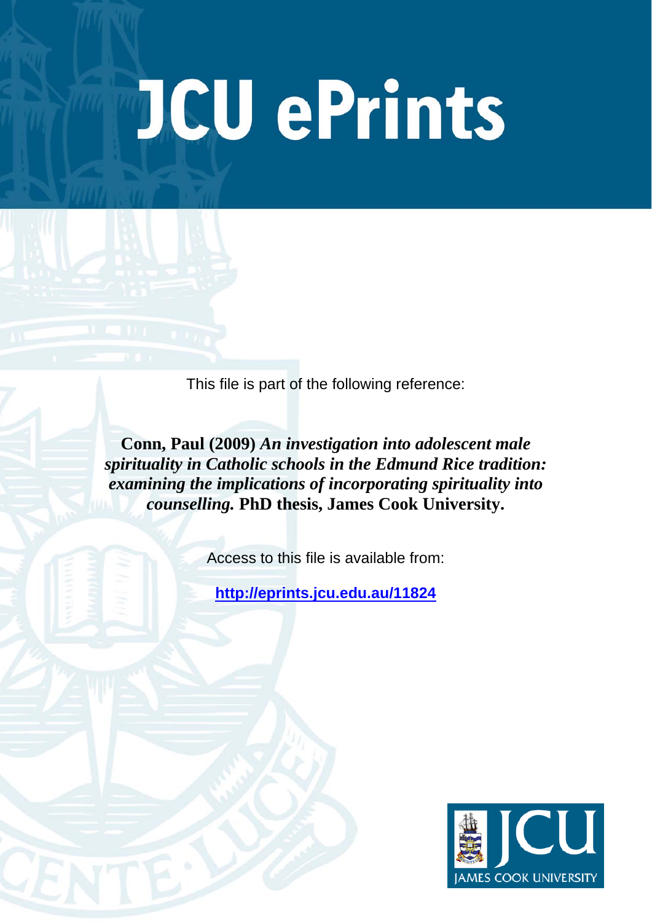# JCU ePrints

This file is part of the following reference:

**Conn, Paul (2009)** ***An investigation into adolescent male spirituality in Catholic schools in the Edmund Rice tradition: examining the implications of incorporating spirituality into counselling.*** **PhD thesis, James Cook University.**

Access to this file is available from:

**http://eprints.jcu.edu.au/11824**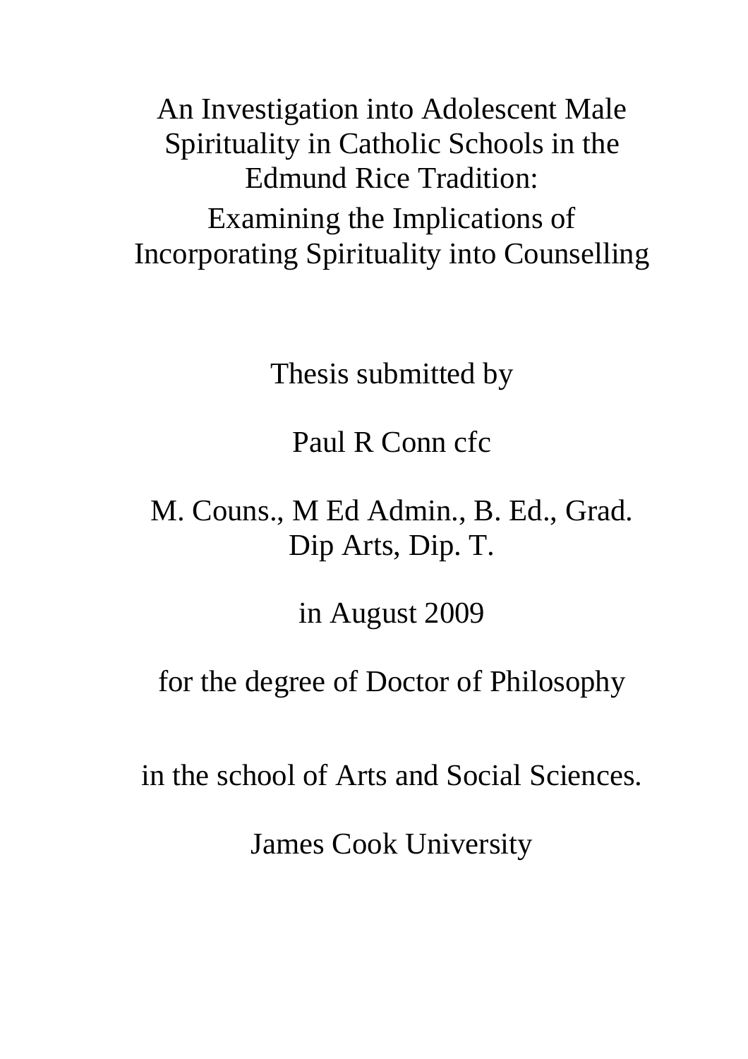# An Investigation into Adolescent Male Spirituality in Catholic Schools in the Edmund Rice Tradition:

## Examining the Implications of Incorporating Spirituality into Counselling

Thesis submitted by

Paul R Conn cfc

M. Couns., M Ed Admin., B. Ed., Grad. Dip Arts, Dip. T.

in August 2009

for the degree of Doctor of Philosophy

in the school of Arts and Social Sciences.

James Cook University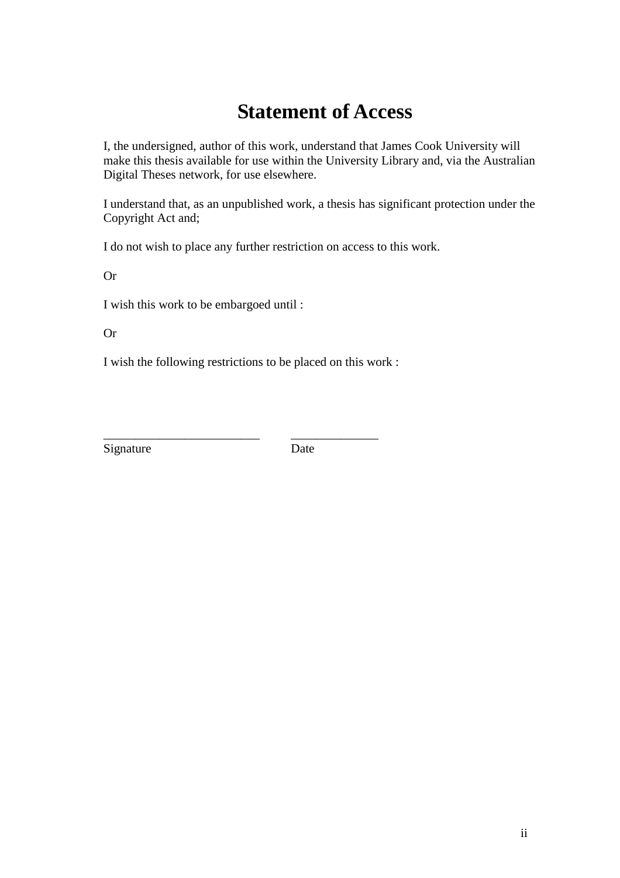# Statement of Access

I, the undersigned, author of this work, understand that James Cook University will make this thesis available for use within the University Library and, via the Australian Digital Theses network, for use elsewhere.

I understand that, as an unpublished work, a thesis has significant protection under the Copyright Act and;

I do not wish to place any further restriction on access to this work.

Or

I wish this work to be embargoed until :

Or

I wish the following restrictions to be placed on this work :

_________________________          ______________

Signature                                        Date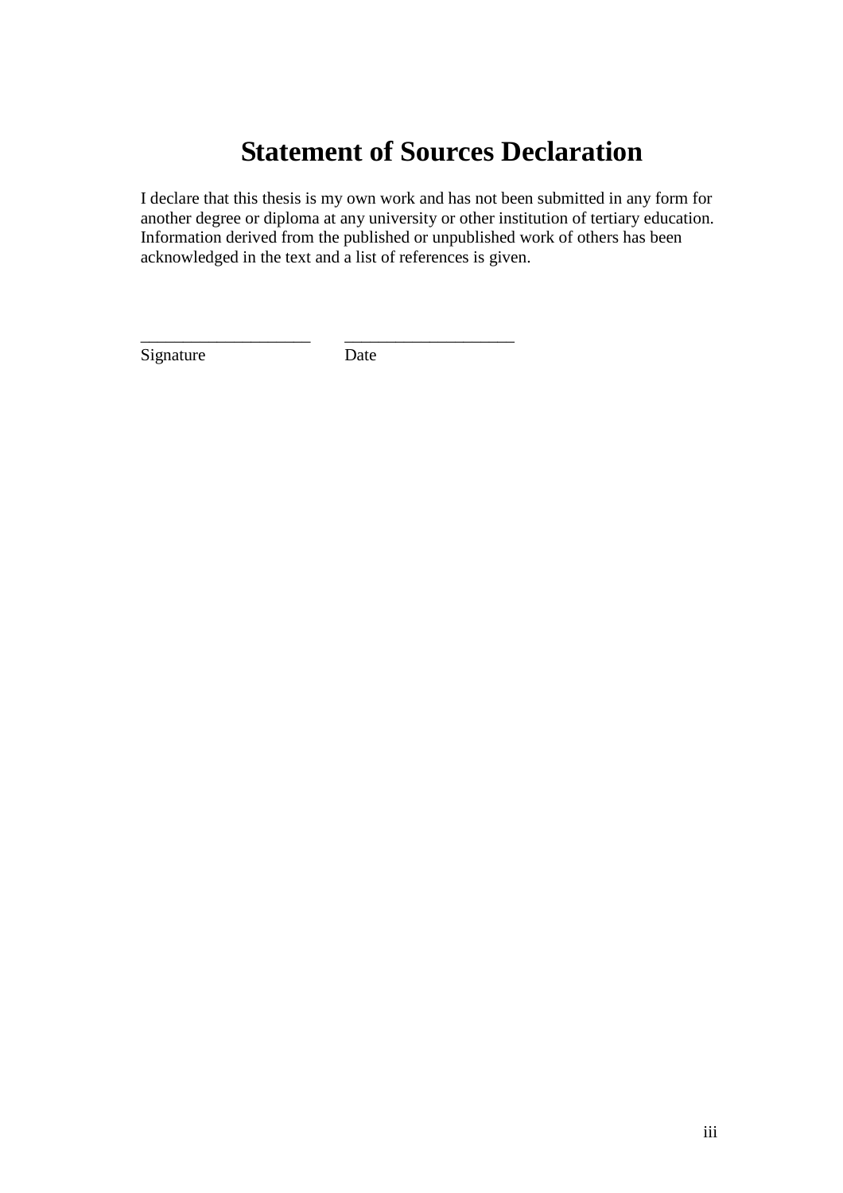# Statement of Sources Declaration

I declare that this thesis is my own work and has not been submitted in any form for another degree or diploma at any university or other institution of tertiary education. Information derived from the published or unpublished work of others has been acknowledged in the text and a list of references is given.

\_\_\_\_\_\_\_\_\_\_\_\_\_\_\_\_\_\_\_\_ \_\_\_\_\_\_\_\_\_\_\_\_\_\_\_\_\_\_\_\_
Signature Date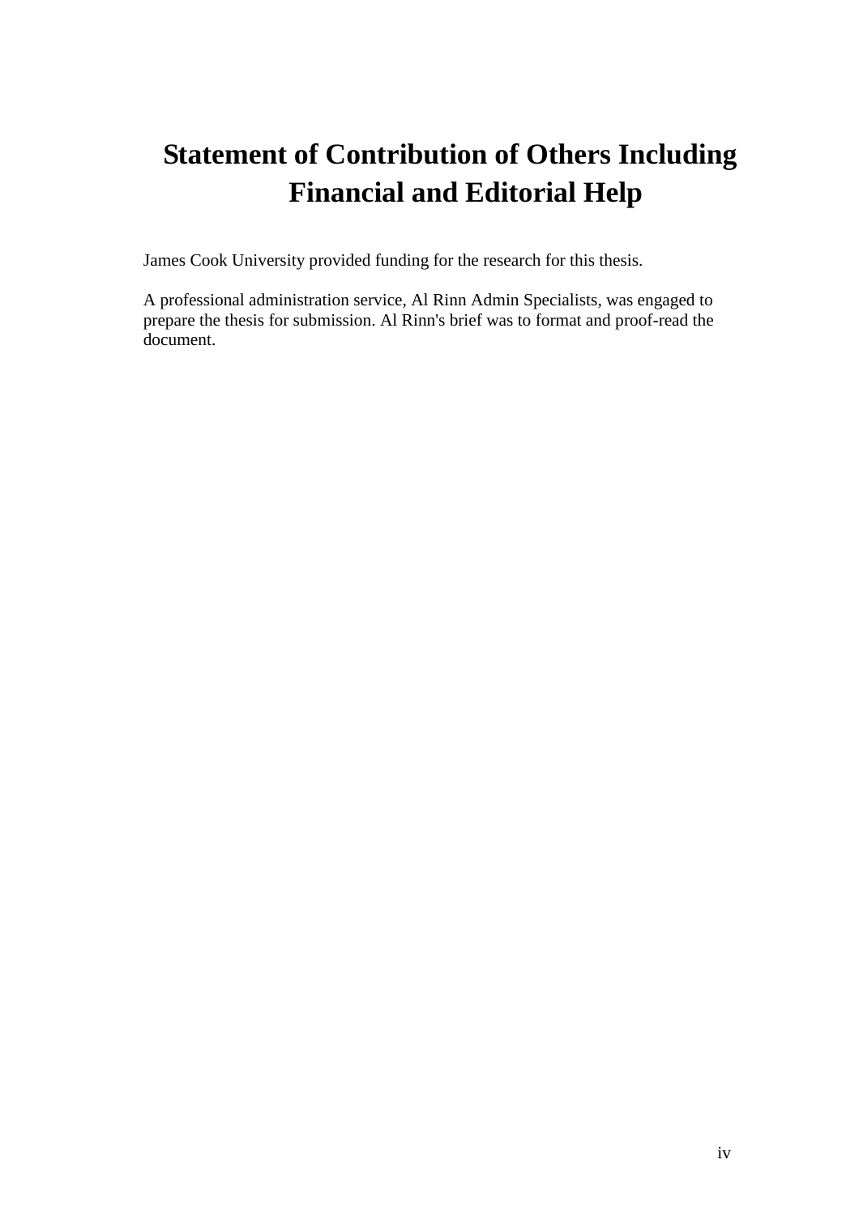# Statement of Contribution of Others Including Financial and Editorial Help

James Cook University provided funding for the research for this thesis.

A professional administration service, Al Rinn Admin Specialists, was engaged to prepare the thesis for submission. Al Rinn's brief was to format and proof-read the document.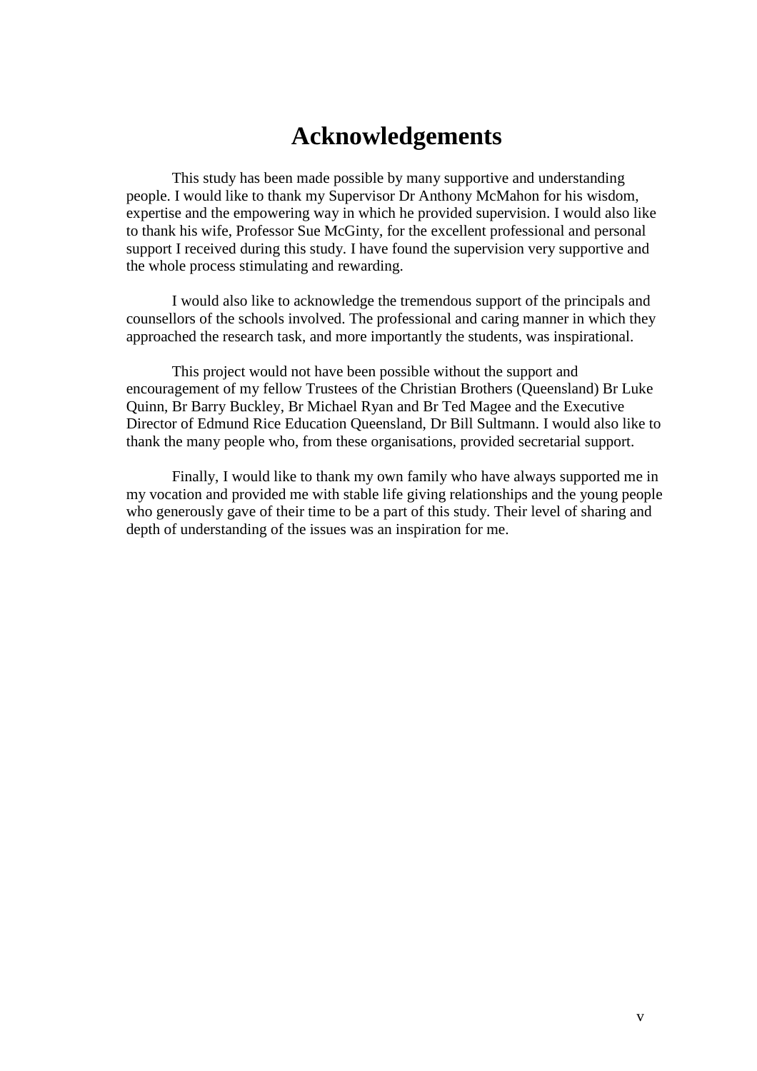# Acknowledgements

This study has been made possible by many supportive and understanding people. I would like to thank my Supervisor Dr Anthony McMahon for his wisdom, expertise and the empowering way in which he provided supervision. I would also like to thank his wife, Professor Sue McGinty, for the excellent professional and personal support I received during this study. I have found the supervision very supportive and the whole process stimulating and rewarding.

I would also like to acknowledge the tremendous support of the principals and counsellors of the schools involved. The professional and caring manner in which they approached the research task, and more importantly the students, was inspirational.

This project would not have been possible without the support and encouragement of my fellow Trustees of the Christian Brothers (Queensland) Br Luke Quinn, Br Barry Buckley, Br Michael Ryan and Br Ted Magee and the Executive Director of Edmund Rice Education Queensland, Dr Bill Sultmann. I would also like to thank the many people who, from these organisations, provided secretarial support.

Finally, I would like to thank my own family who have always supported me in my vocation and provided me with stable life giving relationships and the young people who generously gave of their time to be a part of this study. Their level of sharing and depth of understanding of the issues was an inspiration for me.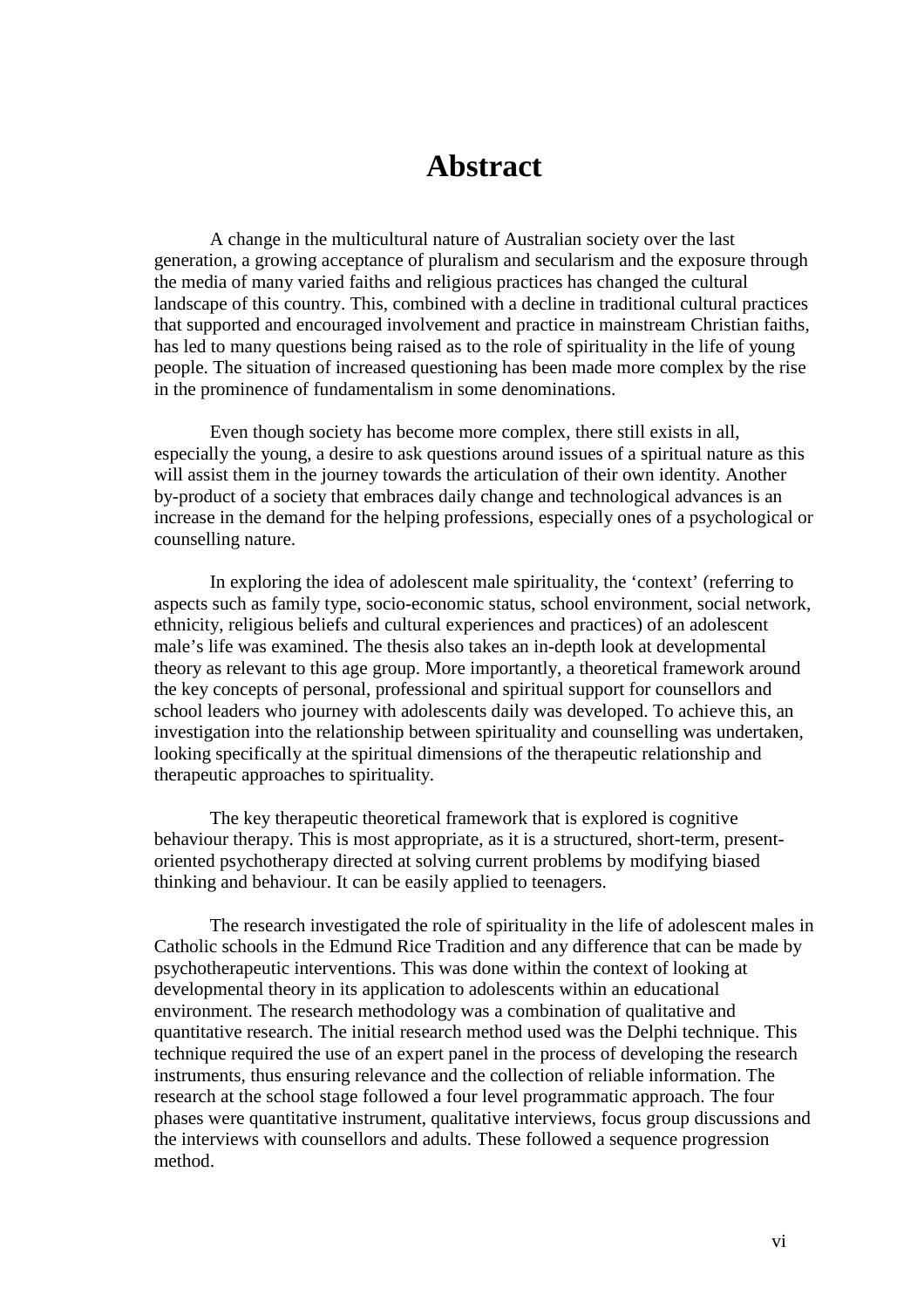# Abstract

A change in the multicultural nature of Australian society over the last generation, a growing acceptance of pluralism and secularism and the exposure through the media of many varied faiths and religious practices has changed the cultural landscape of this country. This, combined with a decline in traditional cultural practices that supported and encouraged involvement and practice in mainstream Christian faiths, has led to many questions being raised as to the role of spirituality in the life of young people. The situation of increased questioning has been made more complex by the rise in the prominence of fundamentalism in some denominations.

Even though society has become more complex, there still exists in all, especially the young, a desire to ask questions around issues of a spiritual nature as this will assist them in the journey towards the articulation of their own identity. Another by-product of a society that embraces daily change and technological advances is an increase in the demand for the helping professions, especially ones of a psychological or counselling nature.

In exploring the idea of adolescent male spirituality, the 'context' (referring to aspects such as family type, socio-economic status, school environment, social network, ethnicity, religious beliefs and cultural experiences and practices) of an adolescent male's life was examined. The thesis also takes an in-depth look at developmental theory as relevant to this age group. More importantly, a theoretical framework around the key concepts of personal, professional and spiritual support for counsellors and school leaders who journey with adolescents daily was developed. To achieve this, an investigation into the relationship between spirituality and counselling was undertaken, looking specifically at the spiritual dimensions of the therapeutic relationship and therapeutic approaches to spirituality.

The key therapeutic theoretical framework that is explored is cognitive behaviour therapy. This is most appropriate, as it is a structured, short-term, present-oriented psychotherapy directed at solving current problems by modifying biased thinking and behaviour. It can be easily applied to teenagers.

The research investigated the role of spirituality in the life of adolescent males in Catholic schools in the Edmund Rice Tradition and any difference that can be made by psychotherapeutic interventions. This was done within the context of looking at developmental theory in its application to adolescents within an educational environment. The research methodology was a combination of qualitative and quantitative research. The initial research method used was the Delphi technique. This technique required the use of an expert panel in the process of developing the research instruments, thus ensuring relevance and the collection of reliable information. The research at the school stage followed a four level programmatic approach. The four phases were quantitative instrument, qualitative interviews, focus group discussions and the interviews with counsellors and adults. These followed a sequence progression method.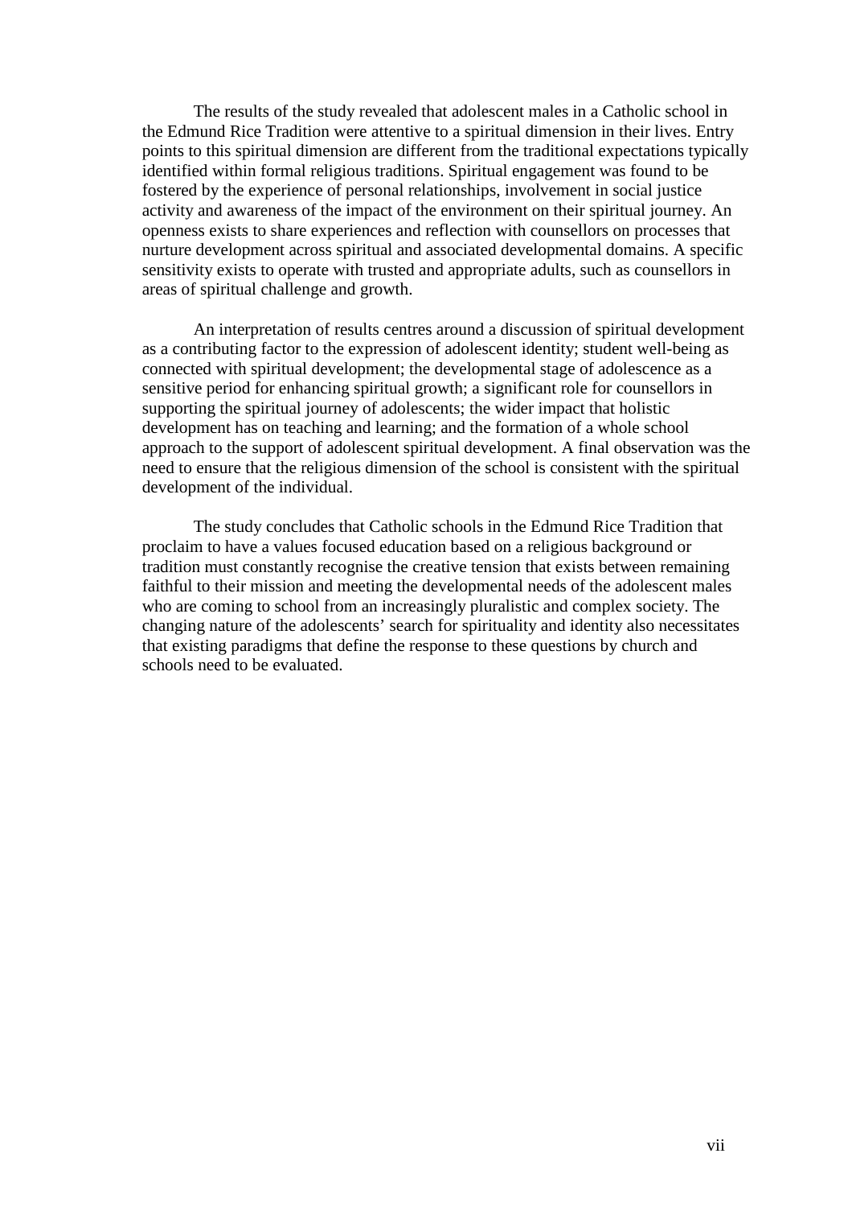The results of the study revealed that adolescent males in a Catholic school in the Edmund Rice Tradition were attentive to a spiritual dimension in their lives. Entry points to this spiritual dimension are different from the traditional expectations typically identified within formal religious traditions. Spiritual engagement was found to be fostered by the experience of personal relationships, involvement in social justice activity and awareness of the impact of the environment on their spiritual journey. An openness exists to share experiences and reflection with counsellors on processes that nurture development across spiritual and associated developmental domains. A specific sensitivity exists to operate with trusted and appropriate adults, such as counsellors in areas of spiritual challenge and growth.

An interpretation of results centres around a discussion of spiritual development as a contributing factor to the expression of adolescent identity; student well-being as connected with spiritual development; the developmental stage of adolescence as a sensitive period for enhancing spiritual growth; a significant role for counsellors in supporting the spiritual journey of adolescents; the wider impact that holistic development has on teaching and learning; and the formation of a whole school approach to the support of adolescent spiritual development. A final observation was the need to ensure that the religious dimension of the school is consistent with the spiritual development of the individual.

The study concludes that Catholic schools in the Edmund Rice Tradition that proclaim to have a values focused education based on a religious background or tradition must constantly recognise the creative tension that exists between remaining faithful to their mission and meeting the developmental needs of the adolescent males who are coming to school from an increasingly pluralistic and complex society. The changing nature of the adolescents' search for spirituality and identity also necessitates that existing paradigms that define the response to these questions by church and schools need to be evaluated.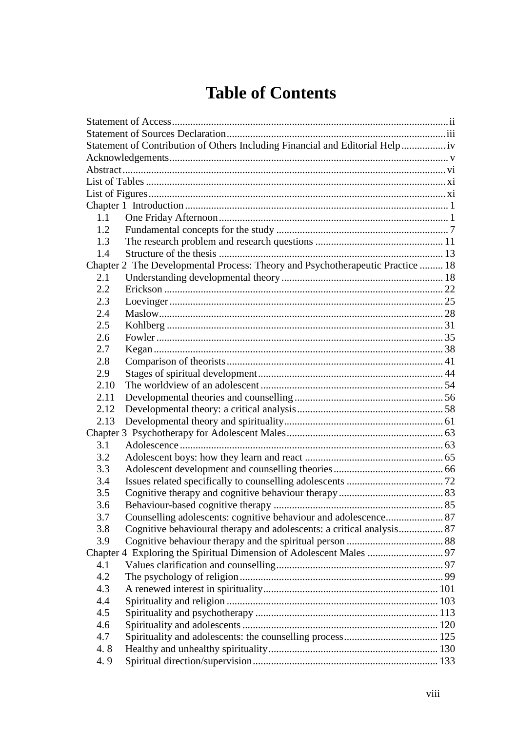# Table of Contents

Statement of Access ii
Statement of Sources Declaration iii
Statement of Contribution of Others Including Financial and Editorial Help iv
Acknowledgements v
Abstract vi
List of Tables xi
List of Figures xi
Chapter 1 Introduction 1
- 1.1 One Friday Afternoon 1
- 1.2 Fundamental concepts for the study 7
- 1.3 The research problem and research questions 11
- 1.4 Structure of the thesis 13

Chapter 2 The Developmental Process: Theory and Psychotherapeutic Practice 18
- 2.1 Understanding developmental theory 18
- 2.2 Erickson 22
- 2.3 Loevinger 25
- 2.4 Maslow 28
- 2.5 Kohlberg 31
- 2.6 Fowler 35
- 2.7 Kegan 38
- 2.8 Comparison of theorists 41
- 2.9 Stages of spiritual development 44
- 2.10 The worldview of an adolescent 54
- 2.11 Developmental theories and counselling 56
- 2.12 Developmental theory: a critical analysis 58
- 2.13 Developmental theory and spirituality 61

Chapter 3 Psychotherapy for Adolescent Males 63
- 3.1 Adolescence 63
- 3.2 Adolescent boys: how they learn and react 65
- 3.3 Adolescent development and counselling theories 66
- 3.4 Issues related specifically to counselling adolescents 72
- 3.5 Cognitive therapy and cognitive behaviour therapy 83
- 3.6 Behaviour-based cognitive therapy 85
- 3.7 Counselling adolescents: cognitive behaviour and adolescence 87
- 3.8 Cognitive behavioural therapy and adolescents: a critical analysis 87
- 3.9 Cognitive behaviour therapy and the spiritual person 88

Chapter 4 Exploring the Spiritual Dimension of Adolescent Males 97
- 4.1 Values clarification and counselling 97
- 4.2 The psychology of religion 99
- 4.3 A renewed interest in spirituality 101
- 4.4 Spirituality and religion 103
- 4.5 Spirituality and psychotherapy 113
- 4.6 Spirituality and adolescents 120
- 4.7 Spirituality and adolescents: the counselling process 125
- 4. 8 Healthy and unhealthy spirituality 130
- 4. 9 Spiritual direction/supervision 133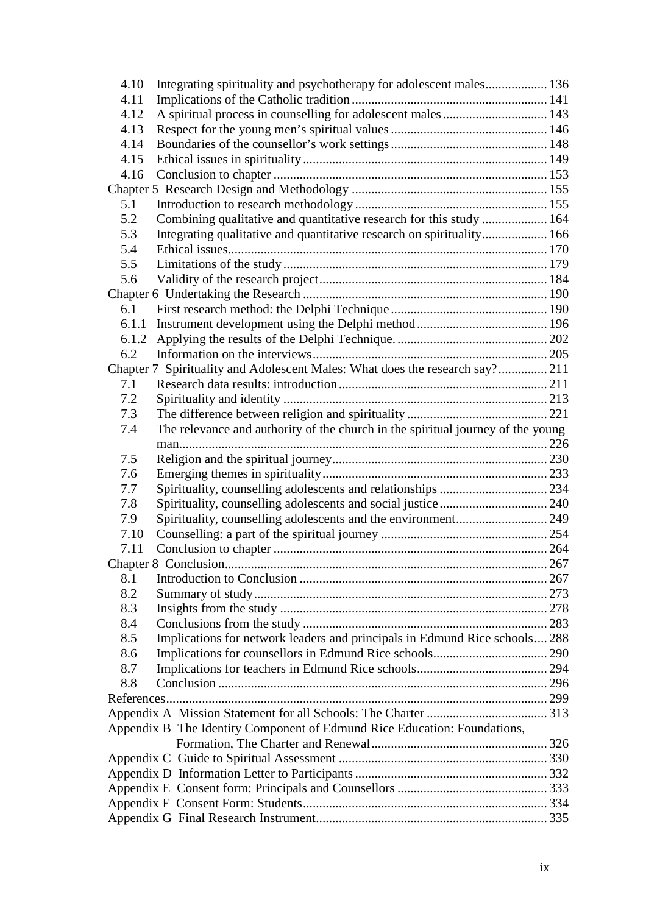| | | |
|---|---|---|
| 4.10 | Integrating spirituality and psychotherapy for adolescent males | 136 |
| 4.11 | Implications of the Catholic tradition | 141 |
| 4.12 | A spiritual process in counselling for adolescent males | 143 |
| 4.13 | Respect for the young men's spiritual values | 146 |
| 4.14 | Boundaries of the counsellor's work settings | 148 |
| 4.15 | Ethical issues in spirituality | 149 |
| 4.16 | Conclusion to chapter | 153 |
| Chapter 5 | Research Design and Methodology | 155 |
| 5.1 | Introduction to research methodology | 155 |
| 5.2 | Combining qualitative and quantitative research for this study | 164 |
| 5.3 | Integrating qualitative and quantitative research on spirituality | 166 |
| 5.4 | Ethical issues | 170 |
| 5.5 | Limitations of the study | 179 |
| 5.6 | Validity of the research project | 184 |
| Chapter 6 | Undertaking the Research | 190 |
| 6.1 | First research method: the Delphi Technique | 190 |
| 6.1.1 | Instrument development using the Delphi method | 196 |
| 6.1.2 | Applying the results of the Delphi Technique. | 202 |
| 6.2 | Information on the interviews | 205 |
| Chapter 7 | Spirituality and Adolescent Males: What does the research say? | 211 |
| 7.1 | Research data results: introduction | 211 |
| 7.2 | Spirituality and identity | 213 |
| 7.3 | The difference between religion and spirituality | 221 |
| 7.4 | The relevance and authority of the church in the spiritual journey of the young man | 226 |
| 7.5 | Religion and the spiritual journey | 230 |
| 7.6 | Emerging themes in spirituality | 233 |
| 7.7 | Spirituality, counselling adolescents and relationships | 234 |
| 7.8 | Spirituality, counselling adolescents and social justice | 240 |
| 7.9 | Spirituality, counselling adolescents and the environment | 249 |
| 7.10 | Counselling: a part of the spiritual journey | 254 |
| 7.11 | Conclusion to chapter | 264 |
| Chapter 8 | Conclusion | 267 |
| 8.1 | Introduction to Conclusion | 267 |
| 8.2 | Summary of study | 273 |
| 8.3 | Insights from the study | 278 |
| 8.4 | Conclusions from the study | 283 |
| 8.5 | Implications for network leaders and principals in Edmund Rice schools | 288 |
| 8.6 | Implications for counsellors in Edmund Rice schools | 290 |
| 8.7 | Implications for teachers in Edmund Rice schools | 294 |
| 8.8 | Conclusion | 296 |
| References | | 299 |
| Appendix A | Mission Statement for all Schools: The Charter | 313 |
| Appendix B | The Identity Component of Edmund Rice Education: Foundations, Formation, The Charter and Renewal | 326 |
| Appendix C | Guide to Spiritual Assessment | 330 |
| Appendix D | Information Letter to Participants | 332 |
| Appendix E | Consent form: Principals and Counsellors | 333 |
| Appendix F | Consent Form: Students | 334 |
| Appendix G | Final Research Instrument | 335 |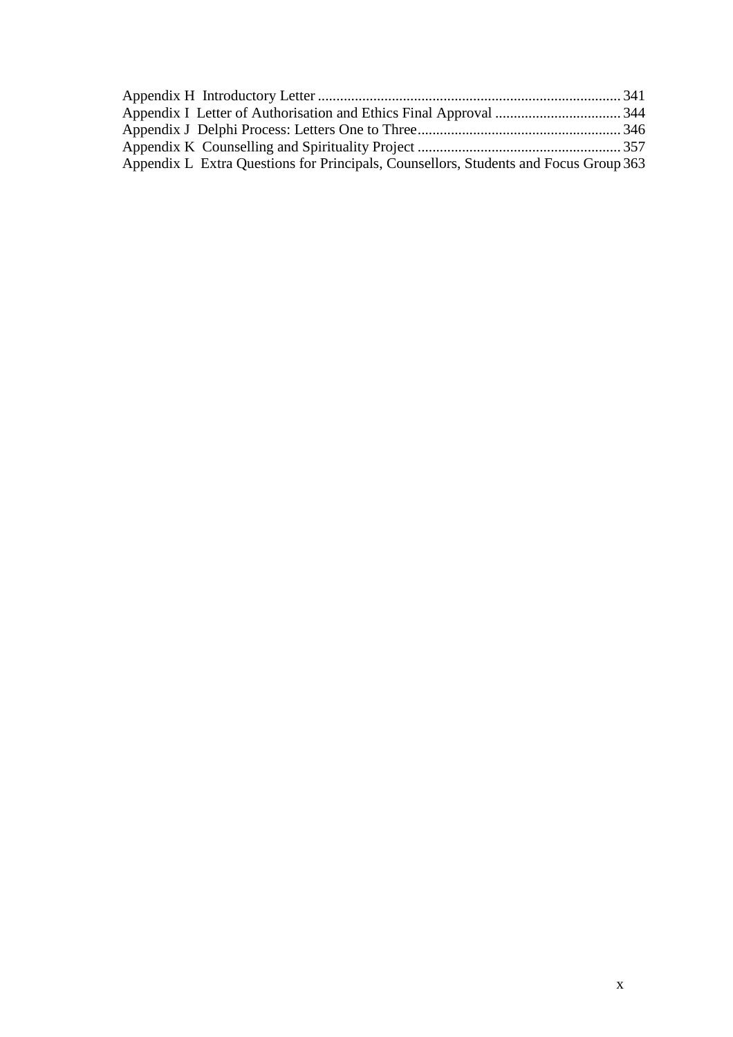Appendix H Introductory Letter .................................................................................. 341
Appendix I Letter of Authorisation and Ethics Final Approval .................................. 344
Appendix J Delphi Process: Letters One to Three....................................................... 346
Appendix K Counselling and Spirituality Project ....................................................... 357
Appendix L Extra Questions for Principals, Counsellors, Students and Focus Group 363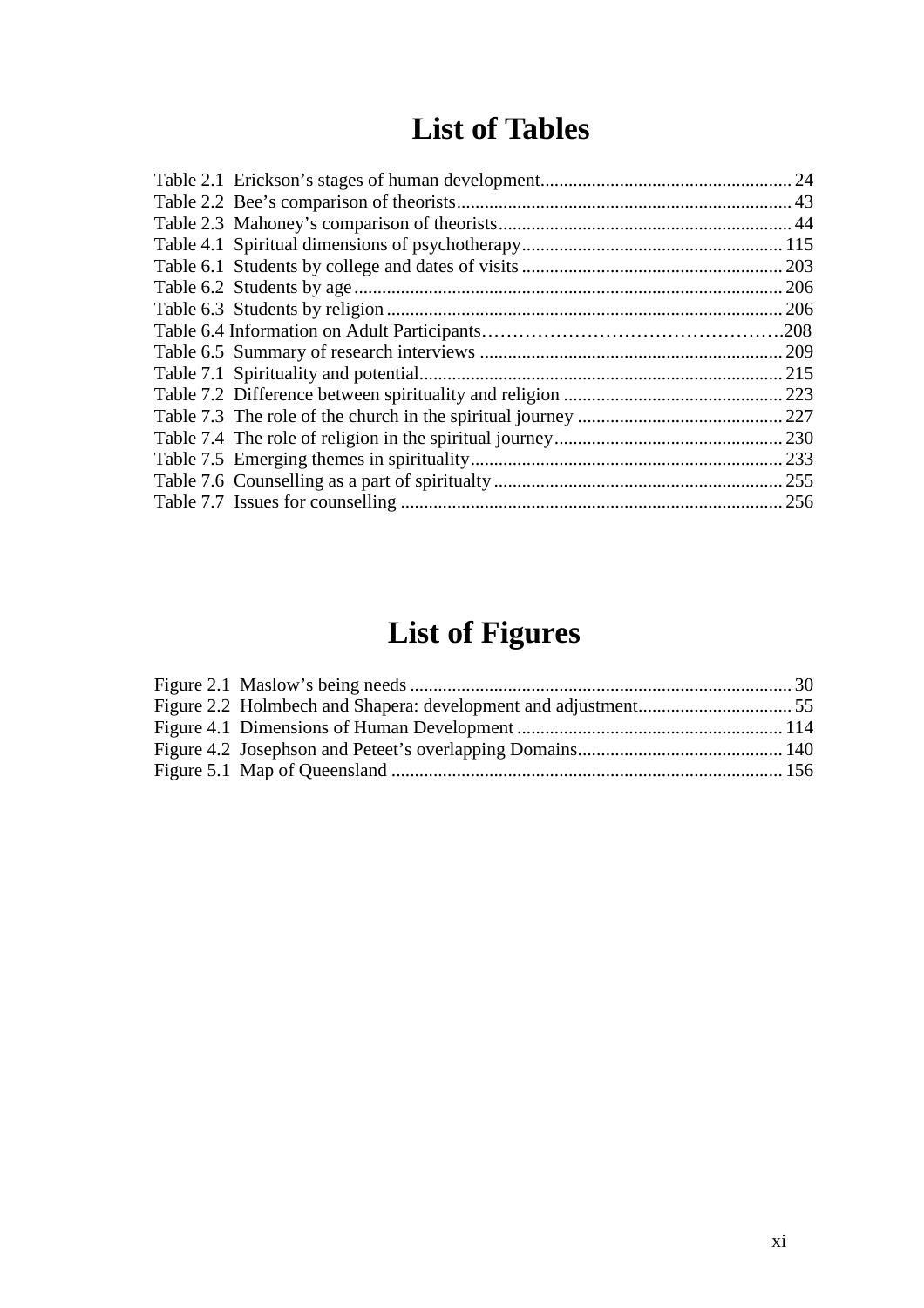# List of Tables

Table 2.1 Erickson's stages of human development...................................................... 24
Table 2.2 Bee's comparison of theorists........................................................................ 43
Table 2.3 Mahoney's comparison of theorists............................................................... 44
Table 4.1 Spiritual dimensions of psychotherapy........................................................ 115
Table 6.1 Students by college and dates of visits ........................................................ 203
Table 6.2 Students by age............................................................................................ 206
Table 6.3 Students by religion ..................................................................................... 206
Table 6.4 Information on Adult Participants……………………………………….208
Table 6.5 Summary of research interviews ................................................................. 209
Table 7.1 Spirituality and potential.............................................................................. 215
Table 7.2 Difference between spirituality and religion ............................................... 223
Table 7.3 The role of the church in the spiritual journey ............................................ 227
Table 7.4 The role of religion in the spiritual journey................................................. 230
Table 7.5 Emerging themes in spirituality................................................................... 233
Table 7.6 Counselling as a part of spiritualty .............................................................. 255
Table 7.7 Issues for counselling .................................................................................. 256

# List of Figures

Figure 2.1 Maslow's being needs ................................................................................. 30
Figure 2.2 Holmbech and Shapera: development and adjustment................................. 55
Figure 4.1 Dimensions of Human Development ......................................................... 114
Figure 4.2 Josephson and Peteet's overlapping Domains............................................ 140
Figure 5.1 Map of Queensland .................................................................................... 156